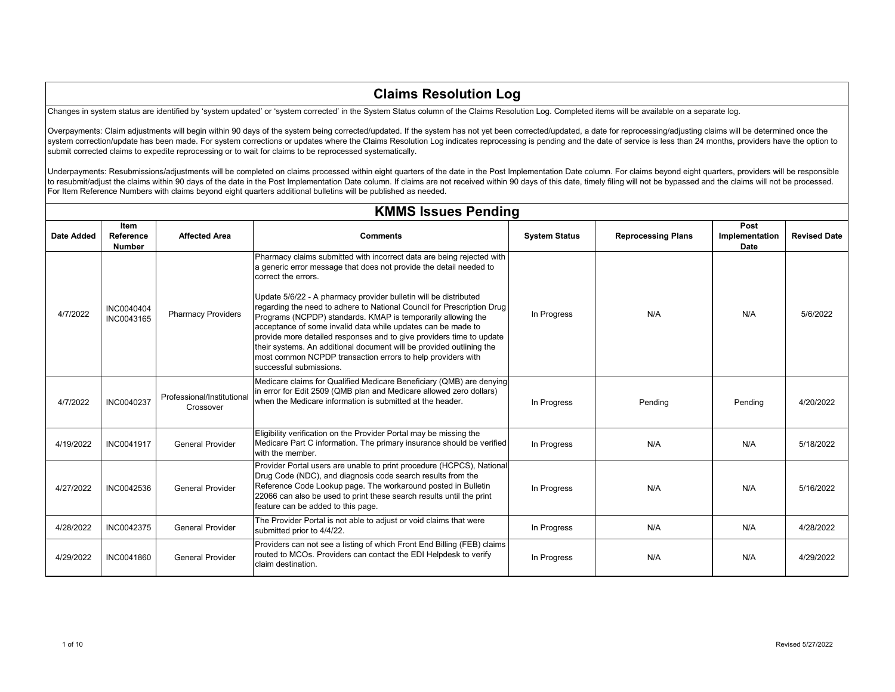# Claims Resolution Log

Changes in system status are identified by 'system updated' or 'system corrected' in the System Status column of the Claims Resolution Log. Completed items will be available on a separate log.

Overpayments: Claim adjustments will begin within 90 days of the system being corrected/updated. If the system has not yet been corrected/updated, a date for reprocessing/adjusting claims will be determined once the system correction/update has been made. For system corrections or updates where the Claims Resolution Log indicates reprocessing is pending and the date of service is less than 24 months, providers have the option to submit corrected claims to expedite reprocessing or to wait for claims to be reprocessed systematically.

Underpayments: Resubmissions/adjustments will be completed on claims processed within eight quarters of the date in the Post Implementation Date column. For claims beyond eight quarters, providers will be responsible to resubmit/adjust the claims within 90 days of the date in the Post Implementation Date column. If claims are not received within 90 days of this date, timely filing will not be bypassed and the claims will not be processed. For Item Reference Numbers with claims beyond eight quarters additional bulletins will be published as needed.

## KMMS Issues Pending

| Date Added | Item Reference Number | Affected Area | Comments | System Status | Reprocessing Plans | Post Implementation Date | Revised Date |
|---|---|---|---|---|---|---|---|
| 4/7/2022 | INC0040404 INC0043165 | Pharmacy Providers | Pharmacy claims submitted with incorrect data are being rejected with a generic error message that does not provide the detail needed to correct the errors.<br><br>Update 5/6/22 - A pharmacy provider bulletin will be distributed regarding the need to adhere to National Council for Prescription Drug Programs (NCPDP) standards. KMAP is temporarily allowing the acceptance of some invalid data while updates can be made to provide more detailed responses and to give providers time to update their systems. An additional document will be provided outlining the most common NCPDP transaction errors to help providers with successful submissions. | In Progress | N/A | N/A | 5/6/2022 |
| 4/7/2022 | INC0040237 | Professional/Institutional Crossover | Medicare claims for Qualified Medicare Beneficiary (QMB) are denying in error for Edit 2509 (QMB plan and Medicare allowed zero dollars) when the Medicare information is submitted at the header. | In Progress | Pending | Pending | 4/20/2022 |
| 4/19/2022 | INC0041917 | General Provider | Eligibility verification on the Provider Portal may be missing the Medicare Part C information. The primary insurance should be verified with the member. | In Progress | N/A | N/A | 5/18/2022 |
| 4/27/2022 | INC0042536 | General Provider | Provider Portal users are unable to print procedure (HCPCS), National Drug Code (NDC), and diagnosis code search results from the Reference Code Lookup page. The workaround posted in Bulletin 22066 can also be used to print these search results until the print feature can be added to this page. | In Progress | N/A | N/A | 5/16/2022 |
| 4/28/2022 | INC0042375 | General Provider | The Provider Portal is not able to adjust or void claims that were submitted prior to 4/4/22. | In Progress | N/A | N/A | 4/28/2022 |
| 4/29/2022 | INC0041860 | General Provider | Providers can not see a listing of which Front End Billing (FEB) claims routed to MCOs. Providers can contact the EDI Helpdesk to verify claim destination. | In Progress | N/A | N/A | 4/29/2022 |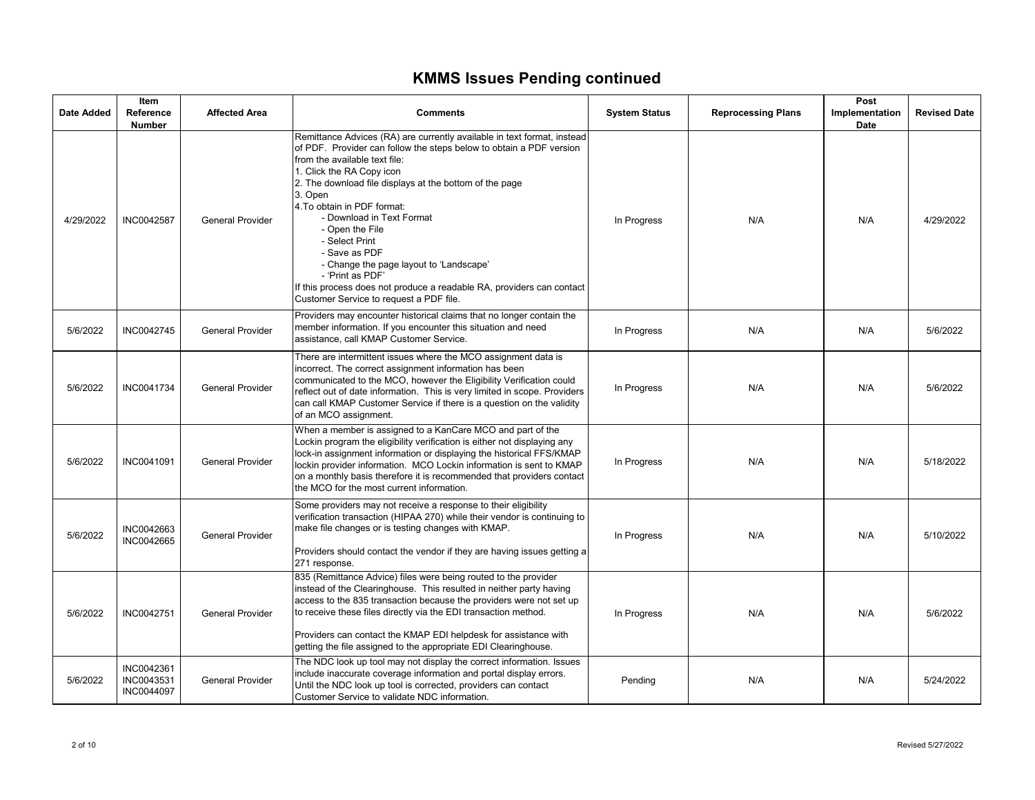# KMMS Issues Pending continued

| Date Added | Item Reference Number | Affected Area | Comments | System Status | Reprocessing Plans | Post Implementation Date | Revised Date |
|---|---|---|---|---|---|---|---|
| 4/29/2022 | INC0042587 | General Provider | Remittance Advices (RA) are currently available in text format, instead of PDF. Provider can follow the steps below to obtain a PDF version from the available text file:<br>1. Click the RA Copy icon<br>2. The download file displays at the bottom of the page<br>3. Open<br>4.To obtain in PDF format:<br>- Download in Text Format<br>- Open the File<br>- Select Print<br>- Save as PDF<br>- Change the page layout to 'Landscape'<br>- 'Print as PDF'<br>If this process does not produce a readable RA, providers can contact Customer Service to request a PDF file. | In Progress | N/A | N/A | 4/29/2022 |
| 5/6/2022 | INC0042745 | General Provider | Providers may encounter historical claims that no longer contain the member information. If you encounter this situation and need assistance, call KMAP Customer Service. | In Progress | N/A | N/A | 5/6/2022 |
| 5/6/2022 | INC0041734 | General Provider | There are intermittent issues where the MCO assignment data is incorrect. The correct assignment information has been communicated to the MCO, however the Eligibility Verification could reflect out of date information. This is very limited in scope. Providers can call KMAP Customer Service if there is a question on the validity of an MCO assignment. | In Progress | N/A | N/A | 5/6/2022 |
| 5/6/2022 | INC0041091 | General Provider | When a member is assigned to a KanCare MCO and part of the Lockin program the eligibility verification is either not displaying any lock-in assignment information or displaying the historical FFS/KMAP lockin provider information. MCO Lockin information is sent to KMAP on a monthly basis therefore it is recommended that providers contact the MCO for the most current information. | In Progress | N/A | N/A | 5/18/2022 |
| 5/6/2022 | INC0042663<br>INC0042665 | General Provider | Some providers may not receive a response to their eligibility verification transaction (HIPAA 270) while their vendor is continuing to make file changes or is testing changes with KMAP.<br><br>Providers should contact the vendor if they are having issues getting a 271 response. | In Progress | N/A | N/A | 5/10/2022 |
| 5/6/2022 | INC0042751 | General Provider | 835 (Remittance Advice) files were being routed to the provider instead of the Clearinghouse. This resulted in neither party having access to the 835 transaction because the providers were not set up to receive these files directly via the EDI transaction method.<br><br>Providers can contact the KMAP EDI helpdesk for assistance with getting the file assigned to the appropriate EDI Clearinghouse. | In Progress | N/A | N/A | 5/6/2022 |
| 5/6/2022 | INC0042361<br>INC0043531<br>INC0044097 | General Provider | The NDC look up tool may not display the correct information. Issues include inaccurate coverage information and portal display errors. Until the NDC look up tool is corrected, providers can contact Customer Service to validate NDC information. | Pending | N/A | N/A | 5/24/2022 |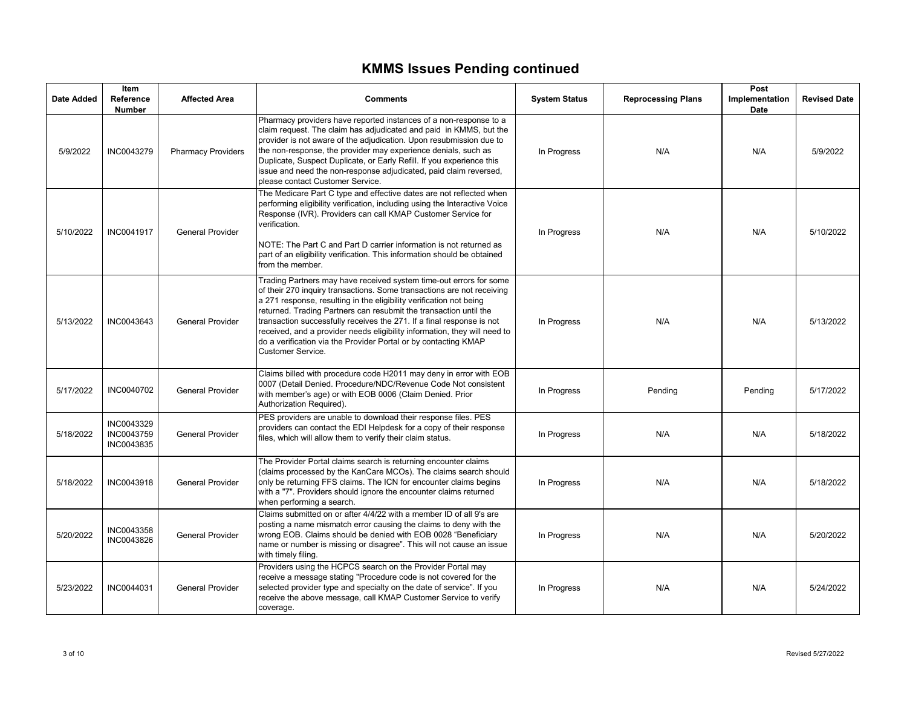# KMMS Issues Pending continued

| Date Added | Item Reference Number | Affected Area | Comments | System Status | Reprocessing Plans | Post Implementation Date | Revised Date |
|---|---|---|---|---|---|---|---|
| 5/9/2022 | INC0043279 | Pharmacy Providers | Pharmacy providers have reported instances of a non-response to a claim request. The claim has adjudicated and paid in KMMS, but the provider is not aware of the adjudication. Upon resubmission due to the non-response, the provider may experience denials, such as Duplicate, Suspect Duplicate, or Early Refill. If you experience this issue and need the non-response adjudicated, paid claim reversed, please contact Customer Service. | In Progress | N/A | N/A | 5/9/2022 |
| 5/10/2022 | INC0041917 | General Provider | The Medicare Part C type and effective dates are not reflected when performing eligibility verification, including using the Interactive Voice Response (IVR). Providers can call KMAP Customer Service for verification.<br><br>NOTE: The Part C and Part D carrier information is not returned as part of an eligibility verification. This information should be obtained from the member. | In Progress | N/A | N/A | 5/10/2022 |
| 5/13/2022 | INC0043643 | General Provider | Trading Partners may have received system time-out errors for some of their 270 inquiry transactions. Some transactions are not receiving a 271 response, resulting in the eligibility verification not being returned. Trading Partners can resubmit the transaction until the transaction successfully receives the 271. If a final response is not received, and a provider needs eligibility information, they will need to do a verification via the Provider Portal or by contacting KMAP Customer Service. | In Progress | N/A | N/A | 5/13/2022 |
| 5/17/2022 | INC0040702 | General Provider | Claims billed with procedure code H2011 may deny in error with EOB 0007 (Detail Denied. Procedure/NDC/Revenue Code Not consistent with member's age) or with EOB 0006 (Claim Denied. Prior Authorization Required). | In Progress | Pending | Pending | 5/17/2022 |
| 5/18/2022 | INC0043329<br>INC0043759<br>INC0043835 | General Provider | PES providers are unable to download their response files. PES providers can contact the EDI Helpdesk for a copy of their response files, which will allow them to verify their claim status. | In Progress | N/A | N/A | 5/18/2022 |
| 5/18/2022 | INC0043918 | General Provider | The Provider Portal claims search is returning encounter claims (claims processed by the KanCare MCOs). The claims search should only be returning FFS claims. The ICN for encounter claims begins with a "7". Providers should ignore the encounter claims returned when performing a search. | In Progress | N/A | N/A | 5/18/2022 |
| 5/20/2022 | INC0043358<br>INC0043826 | General Provider | Claims submitted on or after 4/4/22 with a member ID of all 9's are posting a name mismatch error causing the claims to deny with the wrong EOB. Claims should be denied with EOB 0028 "Beneficiary name or number is missing or disagree". This will not cause an issue with timely filing. | In Progress | N/A | N/A | 5/20/2022 |
| 5/23/2022 | INC0044031 | General Provider | Providers using the HCPCS search on the Provider Portal may receive a message stating "Procedure code is not covered for the selected provider type and specialty on the date of service". If you receive the above message, call KMAP Customer Service to verify coverage. | In Progress | N/A | N/A | 5/24/2022 |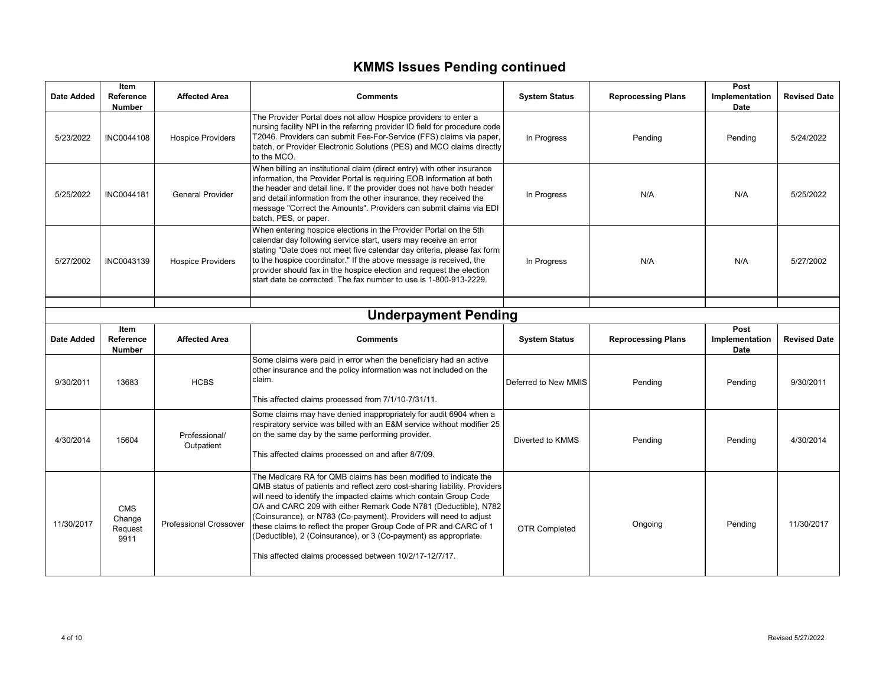## KMMS Issues Pending continued

| Date Added | Item Reference Number | Affected Area | Comments | System Status | Reprocessing Plans | Post Implementation Date | Revised Date |
|---|---|---|---|---|---|---|---|
| 5/23/2022 | INC0044108 | Hospice Providers | The Provider Portal does not allow Hospice providers to enter a nursing facility NPI in the referring provider ID field for procedure code T2046. Providers can submit Fee-For-Service (FFS) claims via paper, batch, or Provider Electronic Solutions (PES) and MCO claims directly to the MCO. | In Progress | Pending | Pending | 5/24/2022 |
| 5/25/2022 | INC0044181 | General Provider | When billing an institutional claim (direct entry) with other insurance information, the Provider Portal is requiring EOB information at both the header and detail line. If the provider does not have both header and detail information from the other insurance, they received the message "Correct the Amounts". Providers can submit claims via EDI batch, PES, or paper. | In Progress | N/A | N/A | 5/25/2022 |
| 5/27/2002 | INC0043139 | Hospice Providers | When entering hospice elections in the Provider Portal on the 5th calendar day following service start, users may receive an error stating "Date does not meet five calendar day criteria, please fax form to the hospice coordinator." If the above message is received, the provider should fax in the hospice election and request the election start date be corrected. The fax number to use is 1-800-913-2229. | In Progress | N/A | N/A | 5/27/2002 |

## Underpayment Pending

| Date Added | Item Reference Number | Affected Area | Comments | System Status | Reprocessing Plans | Post Implementation Date | Revised Date |
|---|---|---|---|---|---|---|---|
| 9/30/2011 | 13683 | HCBS | Some claims were paid in error when the beneficiary had an active other insurance and the policy information was not included on the claim.<br><br>This affected claims processed from 7/1/10-7/31/11. | Deferred to New MMIS | Pending | Pending | 9/30/2011 |
| 4/30/2014 | 15604 | Professional/ Outpatient | Some claims may have denied inappropriately for audit 6904 when a respiratory service was billed with an E&M service without modifier 25 on the same day by the same performing provider.<br><br>This affected claims processed on and after 8/7/09. | Diverted to KMMS | Pending | Pending | 4/30/2014 |
| 11/30/2017 | CMS Change Request 9911 | Professional Crossover | The Medicare RA for QMB claims has been modified to indicate the QMB status of patients and reflect zero cost-sharing liability. Providers will need to identify the impacted claims which contain Group Code OA and CARC 209 with either Remark Code N781 (Deductible), N782 (Coinsurance), or N783 (Co-payment). Providers will need to adjust these claims to reflect the proper Group Code of PR and CARC of 1 (Deductible), 2 (Coinsurance), or 3 (Co-payment) as appropriate.<br><br>This affected claims processed between 10/2/17-12/7/17. | OTR Completed | Ongoing | Pending | 11/30/2017 |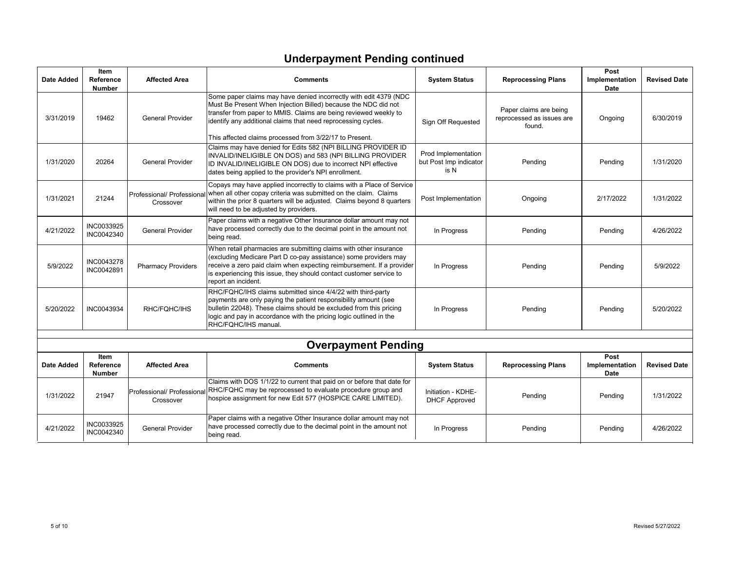## Underpayment Pending continued

| Date Added | Item Reference Number | Affected Area | Comments | System Status | Reprocessing Plans | Post Implementation Date | Revised Date |
|---|---|---|---|---|---|---|---|
| 3/31/2019 | 19462 | General Provider | Some paper claims may have denied incorrectly with edit 4379 (NDC Must Be Present When Injection Billed) because the NDC did not transfer from paper to MMIS. Claims are being reviewed weekly to identify any additional claims that need reprocessing cycles.<br><br>This affected claims processed from 3/22/17 to Present. | Sign Off Requested | Paper claims are being reprocessed as issues are found. | Ongoing | 6/30/2019 |
| 1/31/2020 | 20264 | General Provider | Claims may have denied for Edits 582 (NPI BILLING PROVIDER ID INVALID/INELIGIBLE ON DOS) and 583 (NPI BILLING PROVIDER ID INVALID/INELIGIBLE ON DOS) due to incorrect NPI effective dates being applied to the provider's NPI enrollment. | Prod Implementation but Post Imp indicator is N | Pending | Pending | 1/31/2020 |
| 1/31/2021 | 21244 | Professional/ Professional Crossover | Copays may have applied incorrectly to claims with a Place of Service when all other copay criteria was submitted on the claim. Claims within the prior 8 quarters will be adjusted. Claims beyond 8 quarters will need to be adjusted by providers. | Post Implementation | Ongoing | 2/17/2022 | 1/31/2022 |
| 4/21/2022 | INC0033925<br>INC0042340 | General Provider | Paper claims with a negative Other Insurance dollar amount may not have processed correctly due to the decimal point in the amount not being read. | In Progress | Pending | Pending | 4/26/2022 |
| 5/9/2022 | INC0043278<br>INC0042891 | Pharmacy Providers | When retail pharmacies are submitting claims with other insurance (excluding Medicare Part D co-pay assistance) some providers may receive a zero paid claim when expecting reimbursement. If a provider is experiencing this issue, they should contact customer service to report an incident. | In Progress | Pending | Pending | 5/9/2022 |
| 5/20/2022 | INC0043934 | RHC/FQHC/IHS | RHC/FQHC/IHS claims submitted since 4/4/22 with third-party payments are only paying the patient responsibility amount (see bulletin 22048). These claims should be excluded from this pricing logic and pay in accordance with the pricing logic outlined in the RHC/FQHC/IHS manual. | In Progress | Pending | Pending | 5/20/2022 |

## Overpayment Pending

| Date Added | Item Reference Number | Affected Area | Comments | System Status | Reprocessing Plans | Post Implementation Date | Revised Date |
|---|---|---|---|---|---|---|---|
| 1/31/2022 | 21947 | Professional/ Professional Crossover | Claims with DOS 1/1/22 to current that paid on or before that date for RHC/FQHC may be reprocessed to evaluate procedure group and hospice assignment for new Edit 577 (HOSPICE CARE LIMITED). | Initiation - KDHE-DHCF Approved | Pending | Pending | 1/31/2022 |
| 4/21/2022 | INC0033925<br>INC0042340 | General Provider | Paper claims with a negative Other Insurance dollar amount may not have processed correctly due to the decimal point in the amount not being read. | In Progress | Pending | Pending | 4/26/2022 |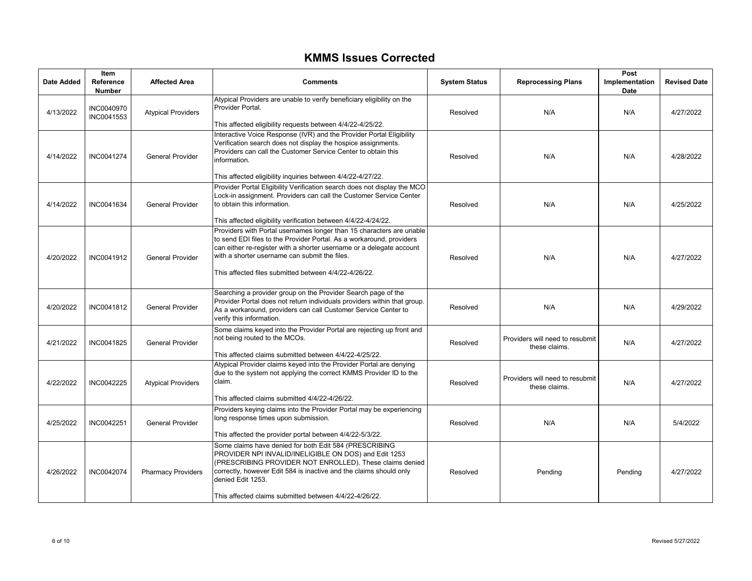# KMMS Issues Corrected

| Date Added | Item Reference Number | Affected Area | Comments | System Status | Reprocessing Plans | Post Implementation Date | Revised Date |
|---|---|---|---|---|---|---|---|
| 4/13/2022 | INC0040970 INC0041553 | Atypical Providers | Atypical Providers are unable to verify beneficiary eligibility on the Provider Portal.<br><br>This affected eligibility requests between 4/4/22-4/25/22. | Resolved | N/A | N/A | 4/27/2022 |
| 4/14/2022 | INC0041274 | General Provider | Interactive Voice Response (IVR) and the Provider Portal Eligibility Verification search does not display the hospice assignments. Providers can call the Customer Service Center to obtain this information.<br><br>This affected eligibility inquiries between 4/4/22-4/27/22. | Resolved | N/A | N/A | 4/28/2022 |
| 4/14/2022 | INC0041634 | General Provider | Provider Portal Eligibility Verification search does not display the MCO Lock-in assignment. Providers can call the Customer Service Center to obtain this information.<br><br>This affected eligibility verification between 4/4/22-4/24/22. | Resolved | N/A | N/A | 4/25/2022 |
| 4/20/2022 | INC0041912 | General Provider | Providers with Portal usernames longer than 15 characters are unable to send EDI files to the Provider Portal. As a workaround, providers can either re-register with a shorter username or a delegate account with a shorter username can submit the files.<br><br>This affected files submitted between 4/4/22-4/26/22. | Resolved | N/A | N/A | 4/27/2022 |
| 4/20/2022 | INC0041812 | General Provider | Searching a provider group on the Provider Search page of the Provider Portal does not return individuals providers within that group. As a workaround, providers can call Customer Service Center to verify this information. | Resolved | N/A | N/A | 4/29/2022 |
| 4/21/2022 | INC0041825 | General Provider | Some claims keyed into the Provider Portal are rejecting up front and not being routed to the MCOs.<br><br>This affected claims submitted between 4/4/22-4/25/22. | Resolved | Providers will need to resubmit these claims. | N/A | 4/27/2022 |
| 4/22/2022 | INC0042225 | Atypical Providers | Atypical Provider claims keyed into the Provider Portal are denying due to the system not applying the correct KMMS Provider ID to the claim.<br><br>This affected claims submitted 4/4/22-4/26/22. | Resolved | Providers will need to resubmit these claims. | N/A | 4/27/2022 |
| 4/25/2022 | INC0042251 | General Provider | Providers keying claims into the Provider Portal may be experiencing long response times upon submission.<br><br>This affected the provider portal between 4/4/22-5/3/22. | Resolved | N/A | N/A | 5/4/2022 |
| 4/26/2022 | INC0042074 | Pharmacy Providers | Some claims have denied for both Edit 584 (PRESCRIBING PROVIDER NPI INVALID/INELIGIBLE ON DOS) and Edit 1253 (PRESCRIBING PROVIDER NOT ENROLLED). These claims denied correctly, however Edit 584 is inactive and the claims should only denied Edit 1253.<br><br>This affected claims submitted between 4/4/22-4/26/22. | Resolved | Pending | Pending | 4/27/2022 |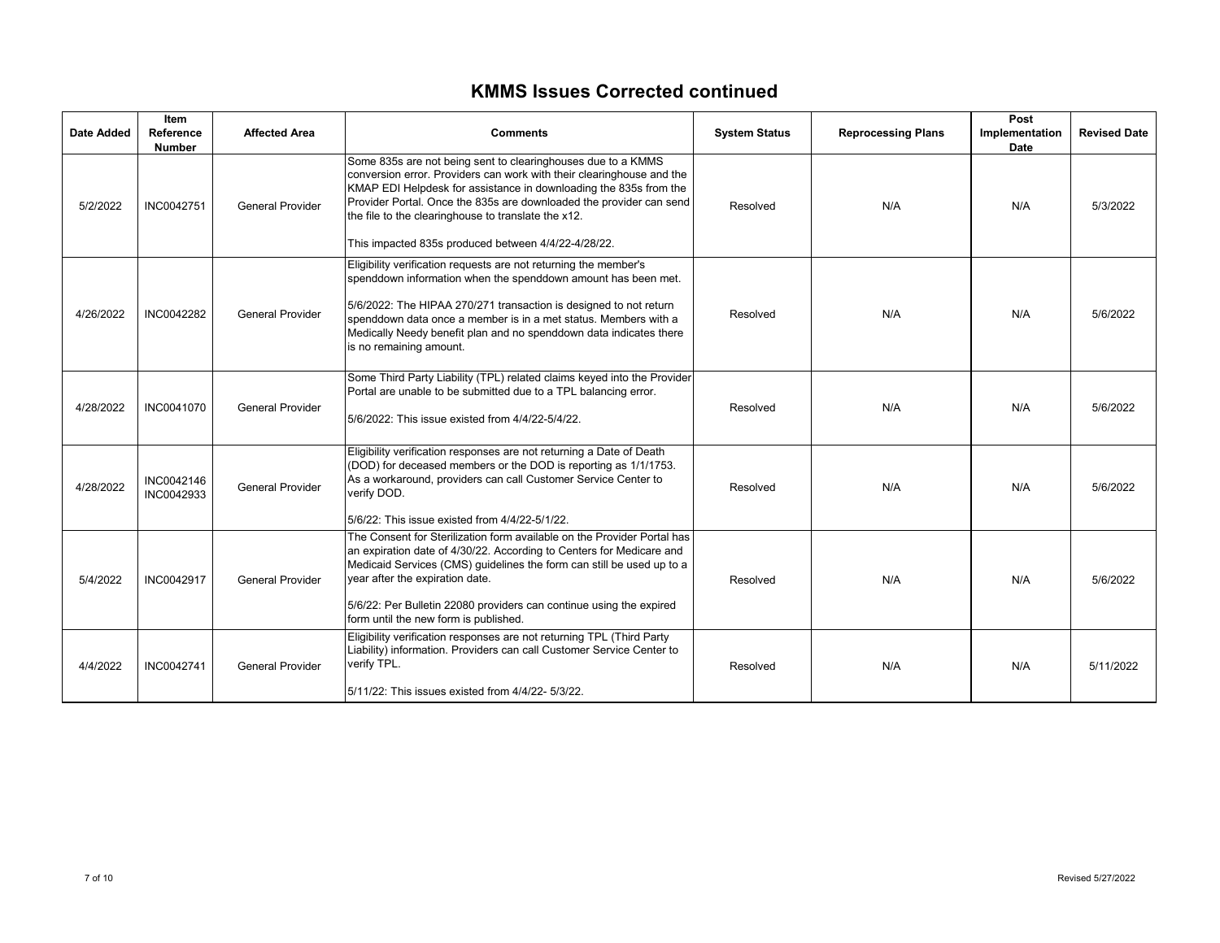# KMMS Issues Corrected continued

| Date Added | Item Reference Number | Affected Area | Comments | System Status | Reprocessing Plans | Post Implementation Date | Revised Date |
|---|---|---|---|---|---|---|---|
| 5/2/2022 | INC0042751 | General Provider | Some 835s are not being sent to clearinghouses due to a KMMS conversion error. Providers can work with their clearinghouse and the KMAP EDI Helpdesk for assistance in downloading the 835s from the Provider Portal. Once the 835s are downloaded the provider can send the file to the clearinghouse to translate the x12.<br><br>This impacted 835s produced between 4/4/22-4/28/22. | Resolved | N/A | N/A | 5/3/2022 |
| 4/26/2022 | INC0042282 | General Provider | Eligibility verification requests are not returning the member's spenddown information when the spenddown amount has been met.<br><br>5/6/2022: The HIPAA 270/271 transaction is designed to not return spenddown data once a member is in a met status. Members with a Medically Needy benefit plan and no spenddown data indicates there is no remaining amount. | Resolved | N/A | N/A | 5/6/2022 |
| 4/28/2022 | INC0041070 | General Provider | Some Third Party Liability (TPL) related claims keyed into the Provider Portal are unable to be submitted due to a TPL balancing error.<br><br>5/6/2022: This issue existed from 4/4/22-5/4/22. | Resolved | N/A | N/A | 5/6/2022 |
| 4/28/2022 | INC0042146<br>INC0042933 | General Provider | Eligibility verification responses are not returning a Date of Death (DOD) for deceased members or the DOD is reporting as 1/1/1753. As a workaround, providers can call Customer Service Center to verify DOD.<br><br>5/6/22: This issue existed from 4/4/22-5/1/22. | Resolved | N/A | N/A | 5/6/2022 |
| 5/4/2022 | INC0042917 | General Provider | The Consent for Sterilization form available on the Provider Portal has an expiration date of 4/30/22. According to Centers for Medicare and Medicaid Services (CMS) guidelines the form can still be used up to a year after the expiration date.<br><br>5/6/22: Per Bulletin 22080 providers can continue using the expired form until the new form is published. | Resolved | N/A | N/A | 5/6/2022 |
| 4/4/2022 | INC0042741 | General Provider | Eligibility verification responses are not returning TPL (Third Party Liability) information. Providers can call Customer Service Center to verify TPL.<br><br>5/11/22: This issues existed from 4/4/22- 5/3/22. | Resolved | N/A | N/A | 5/11/2022 |

Revised 5/27/2022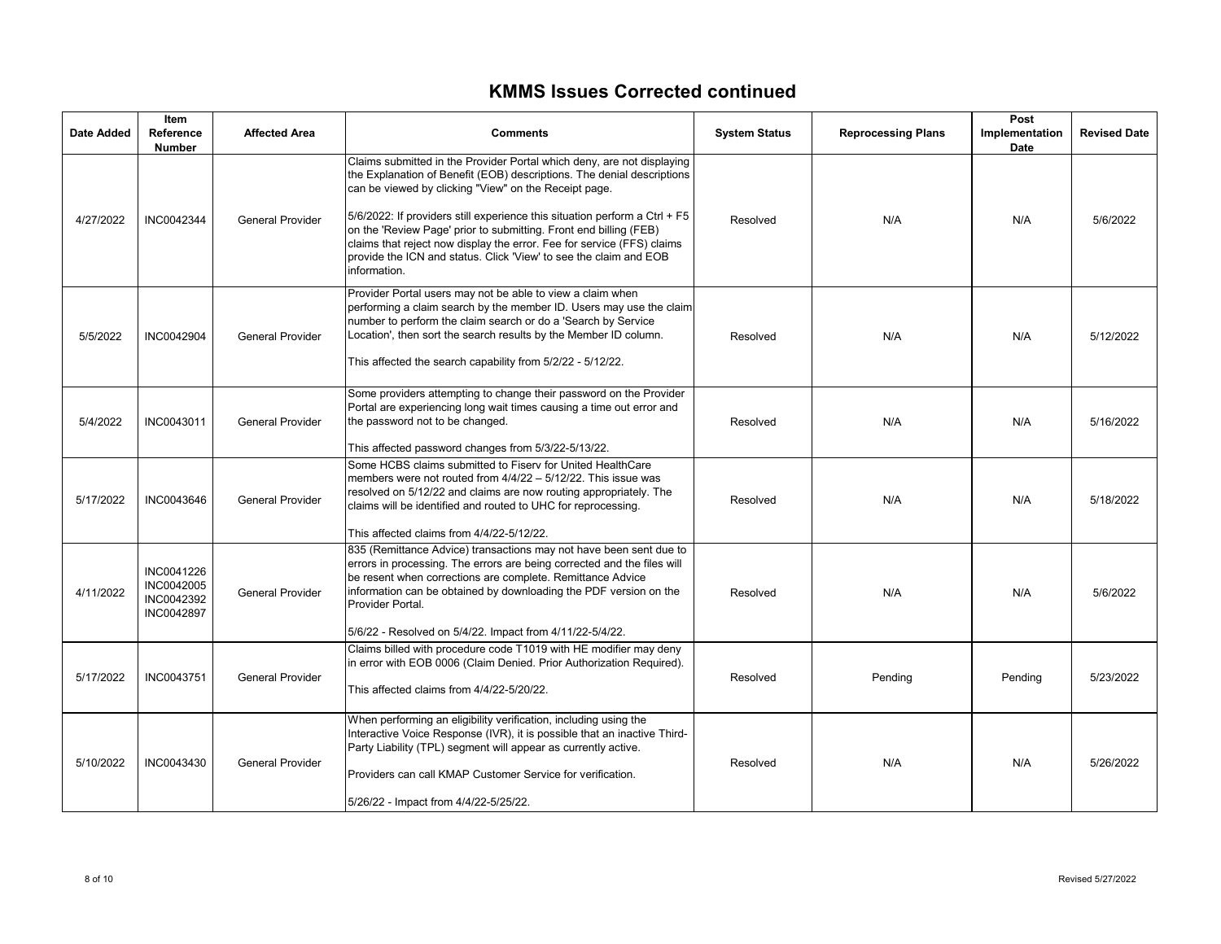# KMMS Issues Corrected continued

| Date Added | Item Reference Number | Affected Area | Comments | System Status | Reprocessing Plans | Post Implementation Date | Revised Date |
|---|---|---|---|---|---|---|---|
| 4/27/2022 | INC0042344 | General Provider | Claims submitted in the Provider Portal which deny, are not displaying the Explanation of Benefit (EOB) descriptions. The denial descriptions can be viewed by clicking "View" on the Receipt page.<br><br>5/6/2022: If providers still experience this situation perform a Ctrl + F5 on the 'Review Page' prior to submitting. Front end billing (FEB) claims that reject now display the error. Fee for service (FFS) claims provide the ICN and status. Click 'View' to see the claim and EOB information. | Resolved | N/A | N/A | 5/6/2022 |
| 5/5/2022 | INC0042904 | General Provider | Provider Portal users may not be able to view a claim when performing a claim search by the member ID. Users may use the claim number to perform the claim search or do a 'Search by Service Location', then sort the search results by the Member ID column.<br><br>This affected the search capability from 5/2/22 - 5/12/22. | Resolved | N/A | N/A | 5/12/2022 |
| 5/4/2022 | INC0043011 | General Provider | Some providers attempting to change their password on the Provider Portal are experiencing long wait times causing a time out error and the password not to be changed.<br><br>This affected password changes from 5/3/22-5/13/22. | Resolved | N/A | N/A | 5/16/2022 |
| 5/17/2022 | INC0043646 | General Provider | Some HCBS claims submitted to Fiserv for United HealthCare members were not routed from 4/4/22 – 5/12/22. This issue was resolved on 5/12/22 and claims are now routing appropriately. The claims will be identified and routed to UHC for reprocessing.<br><br>This affected claims from 4/4/22-5/12/22. | Resolved | N/A | N/A | 5/18/2022 |
| 4/11/2022 | INC0041226<br>INC0042005<br>INC0042392<br>INC0042897 | General Provider | 835 (Remittance Advice) transactions may not have been sent due to errors in processing. The errors are being corrected and the files will be resent when corrections are complete. Remittance Advice information can be obtained by downloading the PDF version on the Provider Portal.<br><br>5/6/22 - Resolved on 5/4/22. Impact from 4/11/22-5/4/22. | Resolved | N/A | N/A | 5/6/2022 |
| 5/17/2022 | INC0043751 | General Provider | Claims billed with procedure code T1019 with HE modifier may deny in error with EOB 0006 (Claim Denied. Prior Authorization Required).<br><br>This affected claims from 4/4/22-5/20/22. | Resolved | Pending | Pending | 5/23/2022 |
| 5/10/2022 | INC0043430 | General Provider | When performing an eligibility verification, including using the Interactive Voice Response (IVR), it is possible that an inactive Third-Party Liability (TPL) segment will appear as currently active.<br><br>Providers can call KMAP Customer Service for verification.<br><br>5/26/22 - Impact from 4/4/22-5/25/22. | Resolved | N/A | N/A | 5/26/2022 |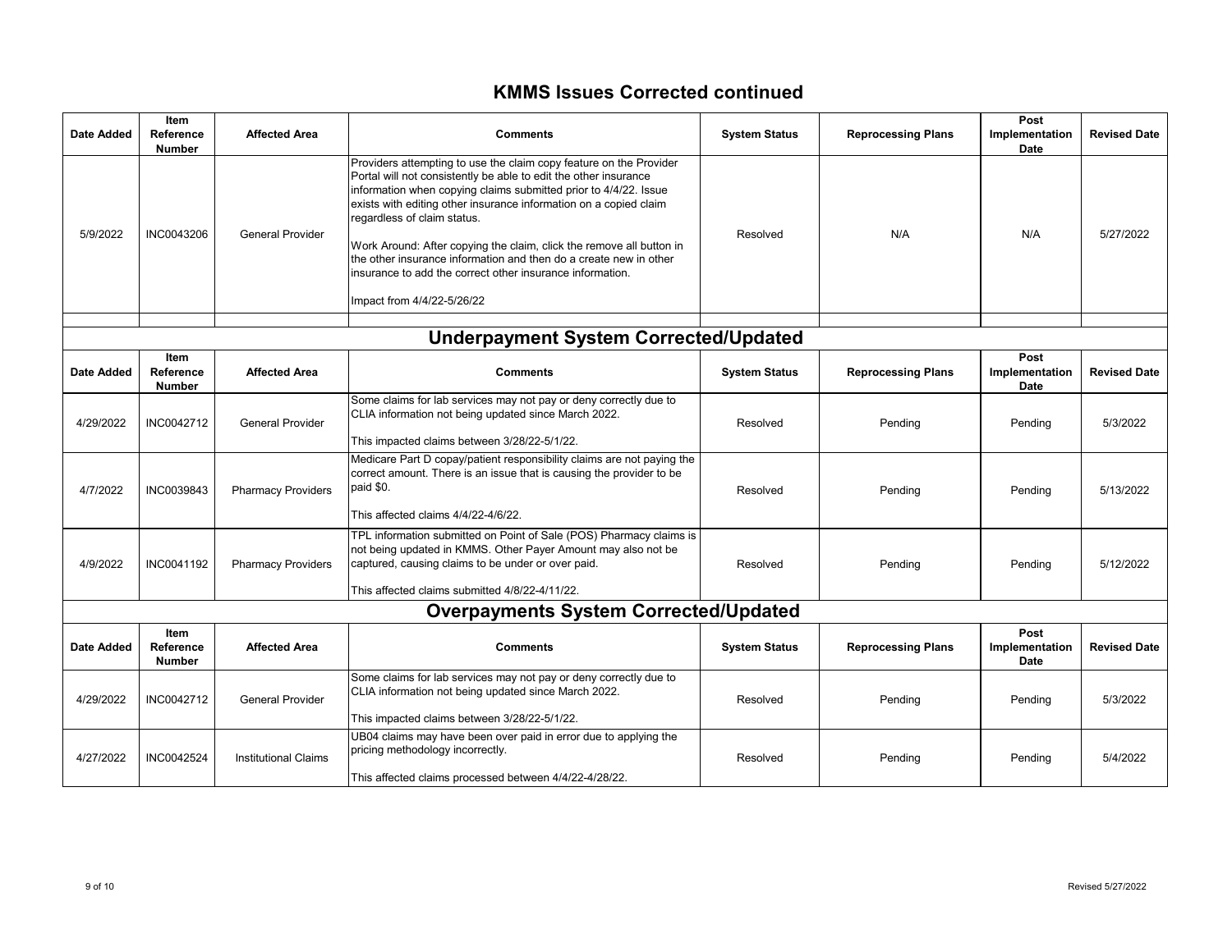## KMMS Issues Corrected continued

| Date Added | Item Reference Number | Affected Area | Comments | System Status | Reprocessing Plans | Post Implementation Date | Revised Date |
|---|---|---|---|---|---|---|---|
| 5/9/2022 | INC0043206 | General Provider | Providers attempting to use the claim copy feature on the Provider Portal will not consistently be able to edit the other insurance information when copying claims submitted prior to 4/4/22. Issue exists with editing other insurance information on a copied claim regardless of claim status.<br><br>Work Around: After copying the claim, click the remove all button in the other insurance information and then do a create new in other insurance to add the correct other insurance information.<br><br>Impact from 4/4/22-5/26/22 | Resolved | N/A | N/A | 5/27/2022 |
| | | | | | | | |

## Underpayment System Corrected/Updated

| Date Added | Item Reference Number | Affected Area | Comments | System Status | Reprocessing Plans | Post Implementation Date | Revised Date |
|---|---|---|---|---|---|---|---|
| 4/29/2022 | INC0042712 | General Provider | Some claims for lab services may not pay or deny correctly due to CLIA information not being updated since March 2022.<br><br>This impacted claims between 3/28/22-5/1/22. | Resolved | Pending | Pending | 5/3/2022 |
| 4/7/2022 | INC0039843 | Pharmacy Providers | Medicare Part D copay/patient responsibility claims are not paying the correct amount. There is an issue that is causing the provider to be paid $0.<br><br>This affected claims 4/4/22-4/6/22. | Resolved | Pending | Pending | 5/13/2022 |
| 4/9/2022 | INC0041192 | Pharmacy Providers | TPL information submitted on Point of Sale (POS) Pharmacy claims is not being updated in KMMS. Other Payer Amount may also not be captured, causing claims to be under or over paid.<br><br>This affected claims submitted 4/8/22-4/11/22. | Resolved | Pending | Pending | 5/12/2022 |

## Overpayments System Corrected/Updated

| Date Added | Item Reference Number | Affected Area | Comments | System Status | Reprocessing Plans | Post Implementation Date | Revised Date |
|---|---|---|---|---|---|---|---|
| 4/29/2022 | INC0042712 | General Provider | Some claims for lab services may not pay or deny correctly due to CLIA information not being updated since March 2022.<br><br>This impacted claims between 3/28/22-5/1/22. | Resolved | Pending | Pending | 5/3/2022 |
| 4/27/2022 | INC0042524 | Institutional Claims | UB04 claims may have been over paid in error due to applying the pricing methodology incorrectly.<br><br>This affected claims processed between 4/4/22-4/28/22. | Resolved | Pending | Pending | 5/4/2022 |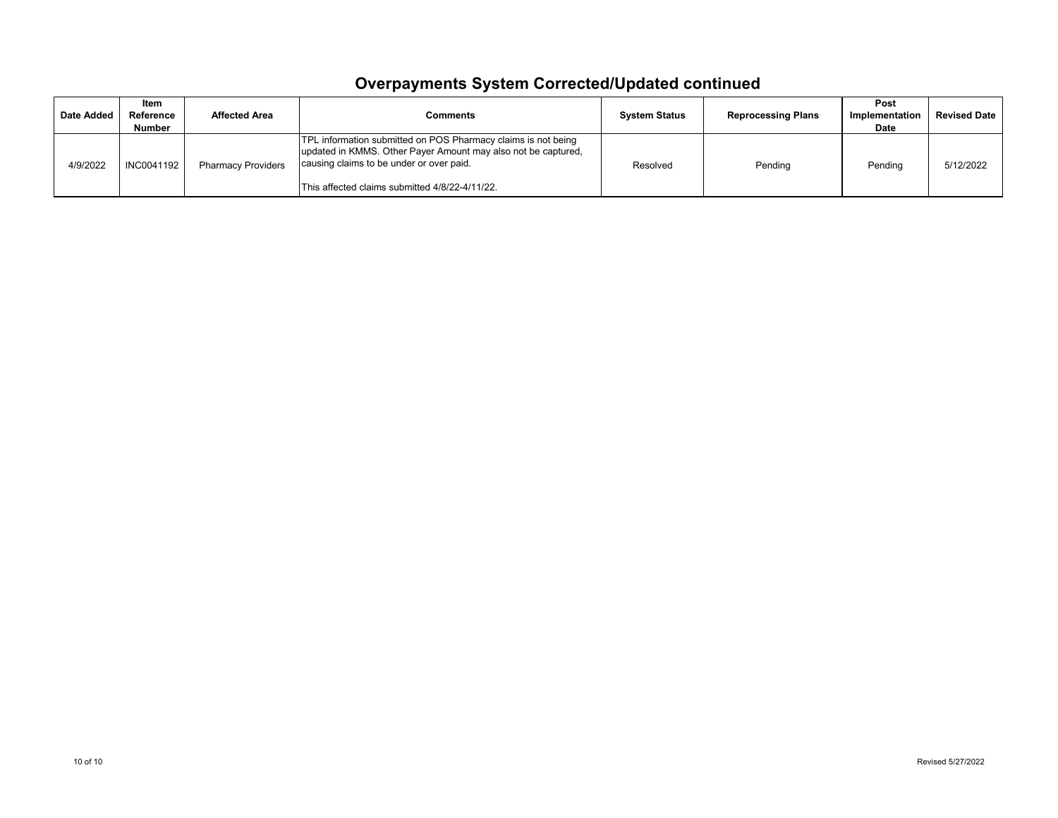## Overpayments System Corrected/Updated continued

| Date Added | Item Reference Number | Affected Area | Comments | System Status | Reprocessing Plans | Post Implementation Date | Revised Date |
|---|---|---|---|---|---|---|---|
| 4/9/2022 | INC0041192 | Pharmacy Providers | TPL information submitted on POS Pharmacy claims is not being updated in KMMS. Other Payer Amount may also not be captured, causing claims to be under or over paid.<br><br>This affected claims submitted 4/8/22-4/11/22. | Resolved | Pending | Pending | 5/12/2022 |